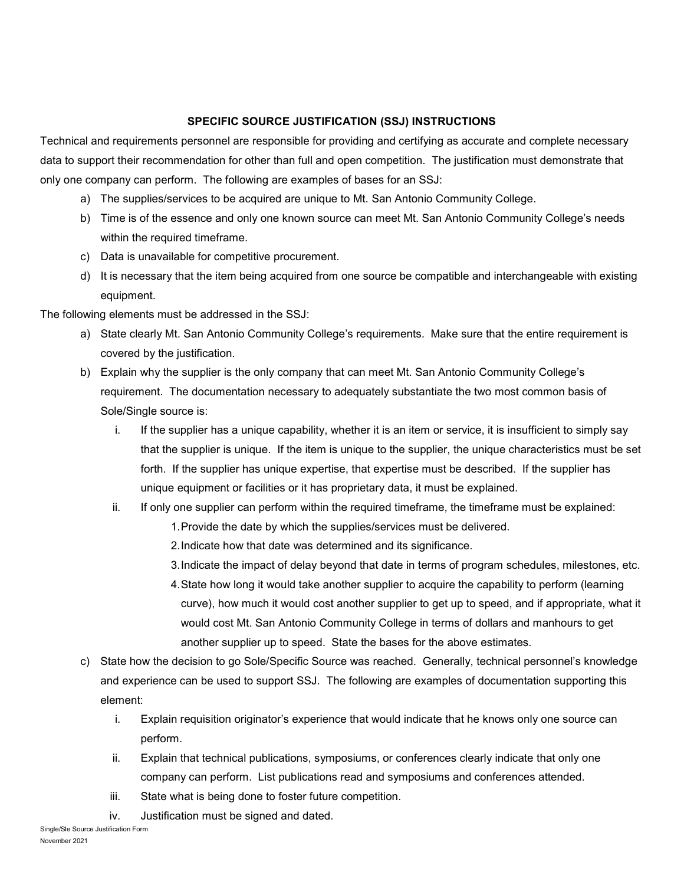## SPECIFIC SOURCE JUSTIFICATION (SSJ) INSTRUCTIONS

Technical and requirements personnel are responsible for providing and certifying as accurate and complete necessary data to support their recommendation for other than full and open competition. The justification must demonstrate that only one company can perform. The following are examples of bases for an SSJ:

a) The supplies/services to be acquired are unique to Mt. San Antonio Community College.
b) Time is of the essence and only one known source can meet Mt. San Antonio Community College's needs within the required timeframe.
c) Data is unavailable for competitive procurement.
d) It is necessary that the item being acquired from one source be compatible and interchangeable with existing equipment.

The following elements must be addressed in the SSJ:

a) State clearly Mt. San Antonio Community College's requirements. Make sure that the entire requirement is covered by the justification.
b) Explain why the supplier is the only company that can meet Mt. San Antonio Community College's requirement. The documentation necessary to adequately substantiate the two most common basis of Sole/Single source is:
    i. If the supplier has a unique capability, whether it is an item or service, it is insufficient to simply say that the supplier is unique. If the item is unique to the supplier, the unique characteristics must be set forth. If the supplier has unique expertise, that expertise must be described. If the supplier has unique equipment or facilities or it has proprietary data, it must be explained.
    ii. If only one supplier can perform within the required timeframe, the timeframe must be explained:
        1. Provide the date by which the supplies/services must be delivered.
        2. Indicate how that date was determined and its significance.
        3. Indicate the impact of delay beyond that date in terms of program schedules, milestones, etc.
        4. State how long it would take another supplier to acquire the capability to perform (learning curve), how much it would cost another supplier to get up to speed, and if appropriate, what it would cost Mt. San Antonio Community College in terms of dollars and manhours to get another supplier up to speed. State the bases for the above estimates.
c) State how the decision to go Sole/Specific Source was reached. Generally, technical personnel's knowledge and experience can be used to support SSJ. The following are examples of documentation supporting this element:
    i. Explain requisition originator's experience that would indicate that he knows only one source can perform.
    ii. Explain that technical publications, symposiums, or conferences clearly indicate that only one company can perform. List publications read and symposiums and conferences attended.
    iii. State what is being done to foster future competition.
    iv. Justification must be signed and dated.

Single/Sle Source Justification Form
November 2021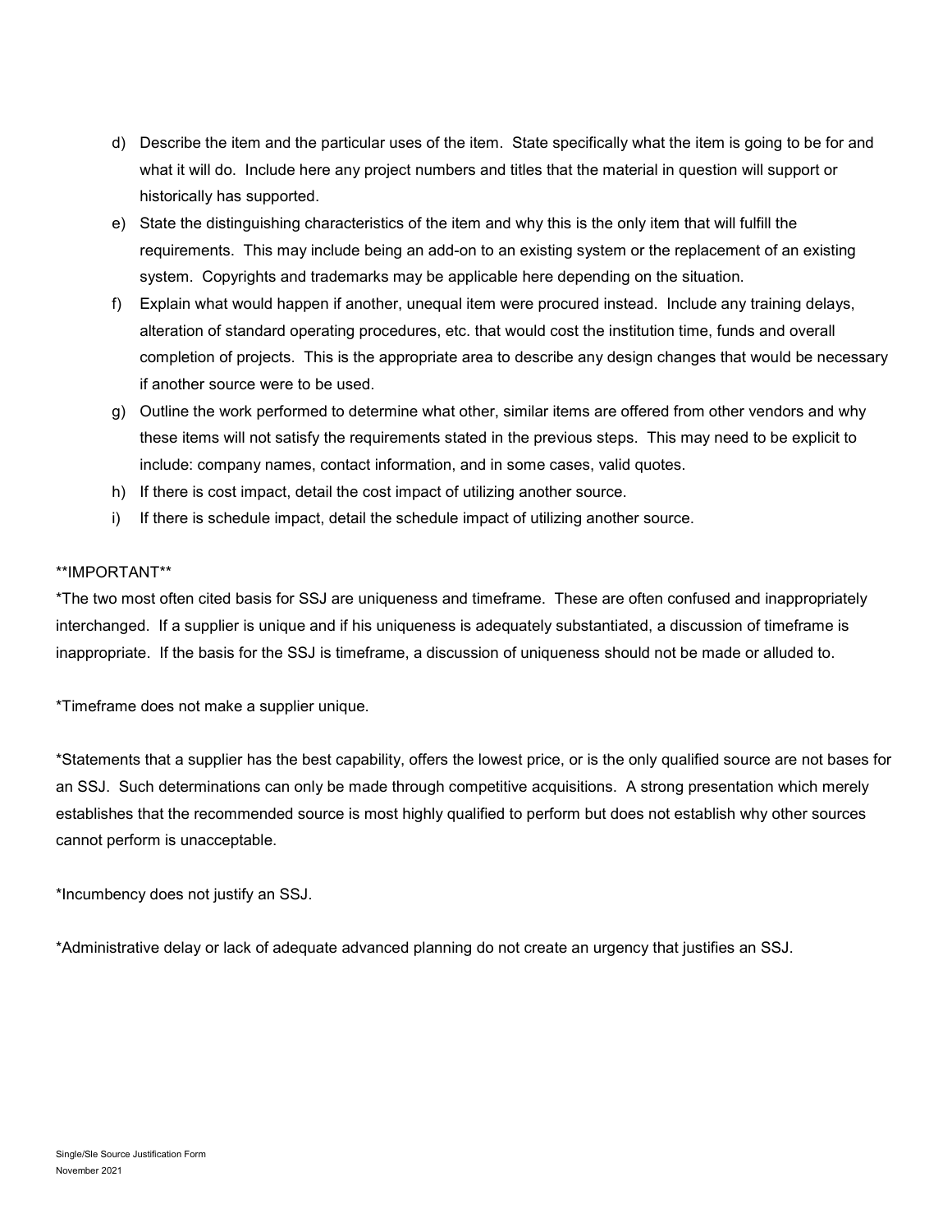d) Describe the item and the particular uses of the item. State specifically what the item is going to be for and what it will do. Include here any project numbers and titles that the material in question will support or historically has supported.
e) State the distinguishing characteristics of the item and why this is the only item that will fulfill the requirements. This may include being an add-on to an existing system or the replacement of an existing system. Copyrights and trademarks may be applicable here depending on the situation.
f) Explain what would happen if another, unequal item were procured instead. Include any training delays, alteration of standard operating procedures, etc. that would cost the institution time, funds and overall completion of projects. This is the appropriate area to describe any design changes that would be necessary if another source were to be used.
g) Outline the work performed to determine what other, similar items are offered from other vendors and why these items will not satisfy the requirements stated in the previous steps. This may need to be explicit to include: company names, contact information, and in some cases, valid quotes.
h) If there is cost impact, detail the cost impact of utilizing another source.
i) If there is schedule impact, detail the schedule impact of utilizing another source.

**IMPORTANT**

*The two most often cited basis for SSJ are uniqueness and timeframe. These are often confused and inappropriately interchanged. If a supplier is unique and if his uniqueness is adequately substantiated, a discussion of timeframe is inappropriate. If the basis for the SSJ is timeframe, a discussion of uniqueness should not be made or alluded to.

*Timeframe does not make a supplier unique.

*Statements that a supplier has the best capability, offers the lowest price, or is the only qualified source are not bases for an SSJ. Such determinations can only be made through competitive acquisitions. A strong presentation which merely establishes that the recommended source is most highly qualified to perform but does not establish why other sources cannot perform is unacceptable.

*Incumbency does not justify an SSJ.

*Administrative delay or lack of adequate advanced planning do not create an urgency that justifies an SSJ.